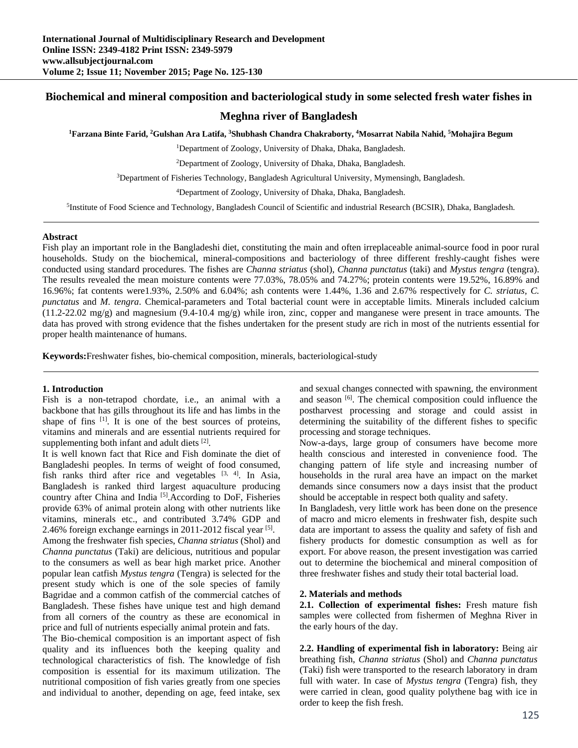# Biochemical and mineral composition and bacteriological study in some selected fresh water fishes in Meghna river of Bangladesh

**[1]Farzana Binte Farid, [2]Gulshan Ara Latifa, [3]Shubhash Chandra Chakraborty, [4]Mosarrat Nabila Nahid, [5]Mohajira Begum**

[1]Department of Zoology, University of Dhaka, Dhaka, Bangladesh.

[2]Department of Zoology, University of Dhaka, Dhaka, Bangladesh.

[3]Department of Fisheries Technology, Bangladesh Agricultural University, Mymensingh, Bangladesh.

[4]Department of Zoology, University of Dhaka, Dhaka, Bangladesh.

[5]Institute of Food Science and Technology, Bangladesh Council of Scientific and industrial Research (BCSIR), Dhaka, Bangladesh.

---

**Abstract**

Fish play an important role in the Bangladeshi diet, constituting the main and often irreplaceable animal-source food in poor rural households. Study on the biochemical, mineral-compositions and bacteriology of three different freshly-caught fishes were conducted using standard procedures. The fishes are *Channa striatus* (shol), *Channa punctatus* (taki) and *Mystus tengra* (tengra). The results revealed the mean moisture contents were 77.03%, 78.05% and 74.27%; protein contents were 19.52%, 16.89% and 16.96%; fat contents were1.93%, 2.50% and 6.04%; ash contents were 1.44%, 1.36 and 2.67% respectively for *C. striatus*, *C. punctatus* and *M. tengra*. Chemical-parameters and Total bacterial count were in acceptable limits. Minerals included calcium (11.2-22.02 mg/g) and magnesium (9.4-10.4 mg/g) while iron, zinc, copper and manganese were present in trace amounts. The data has proved with strong evidence that the fishes undertaken for the present study are rich in most of the nutrients essential for proper health maintenance of humans.

**Keywords:**Freshwater fishes, bio-chemical composition, minerals, bacteriological-study

---

## 1. Introduction

Fish is a non-tetrapod chordate, i.e., an animal with a backbone that has gills throughout its life and has limbs in the shape of fins [1]. It is one of the best sources of proteins, vitamins and minerals and are essential nutrients required for supplementing both infant and adult diets [2].

It is well known fact that Rice and Fish dominate the diet of Bangladeshi peoples. In terms of weight of food consumed, fish ranks third after rice and vegetables [3, 4]. In Asia, Bangladesh is ranked third largest aquaculture producing country after China and India [5].According to DoF, Fisheries provide 63% of animal protein along with other nutrients like vitamins, minerals etc., and contributed 3.74% GDP and 2.46% foreign exchange earnings in 2011-2012 fiscal year [5].

Among the freshwater fish species, *Channa striatus* (Shol) and *Channa punctatus* (Taki) are delicious, nutritious and popular to the consumers as well as bear high market price. Another popular lean catfish *Mystus tengra* (Tengra) is selected for the present study which is one of the sole species of family Bagridae and a common catfish of the commercial catches of Bangladesh. These fishes have unique test and high demand from all corners of the country as these are economical in price and full of nutrients especially animal protein and fats.

The Bio-chemical composition is an important aspect of fish quality and its influences both the keeping quality and technological characteristics of fish. The knowledge of fish composition is essential for its maximum utilization. The nutritional composition of fish varies greatly from one species and individual to another, depending on age, feed intake, sex and sexual changes connected with spawning, the environment and season [6]. The chemical composition could influence the postharvest processing and storage and could assist in determining the suitability of the different fishes to specific processing and storage techniques.

Now-a-days, large group of consumers have become more health conscious and interested in convenience food. The changing pattern of life style and increasing number of households in the rural area have an impact on the market demands since consumers now a days insist that the product should be acceptable in respect both quality and safety.

In Bangladesh, very little work has been done on the presence of macro and micro elements in freshwater fish, despite such data are important to assess the quality and safety of fish and fishery products for domestic consumption as well as for export. For above reason, the present investigation was carried out to determine the biochemical and mineral composition of three freshwater fishes and study their total bacterial load.

## 2. Materials and methods

**2.1. Collection of experimental fishes:** Fresh mature fish samples were collected from fishermen of Meghna River in the early hours of the day.

**2.2. Handling of experimental fish in laboratory:** Being air breathing fish, *Channa striatus* (Shol) and *Channa punctatus* (Taki) fish were transported to the research laboratory in dram full with water. In case of *Mystus tengra* (Tengra) fish, they were carried in clean, good quality polythene bag with ice in order to keep the fish fresh.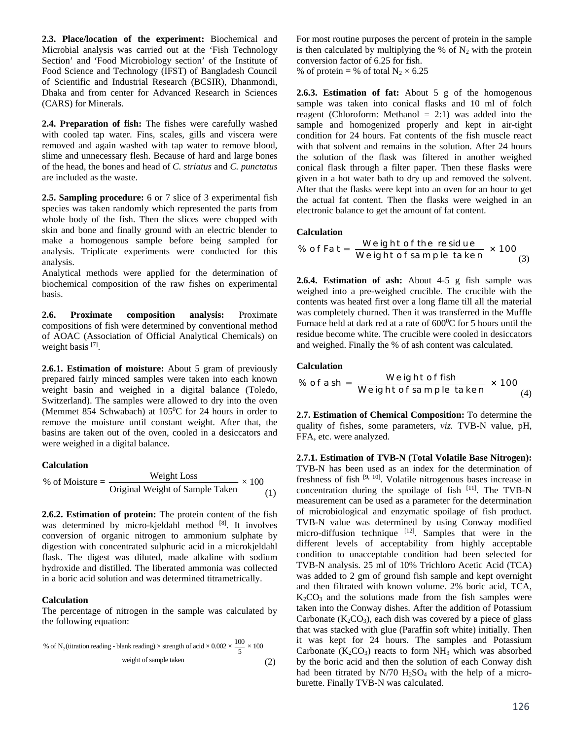**2.3. Place/location of the experiment:** Biochemical and Microbial analysis was carried out at the 'Fish Technology Section' and 'Food Microbiology section' of the Institute of Food Science and Technology (IFST) of Bangladesh Council of Scientific and Industrial Research (BCSIR), Dhanmondi, Dhaka and from center for Advanced Research in Sciences (CARS) for Minerals.

**2.4. Preparation of fish:** The fishes were carefully washed with cooled tap water. Fins, scales, gills and viscera were removed and again washed with tap water to remove blood, slime and unnecessary flesh. Because of hard and large bones of the head, the bones and head of *C. striatus* and *C. punctatus* are included as the waste.

**2.5. Sampling procedure:** 6 or 7 slice of 3 experimental fish species was taken randomly which represented the parts from whole body of the fish. Then the slices were chopped with skin and bone and finally ground with an electric blender to make a homogenous sample before being sampled for analysis. Triplicate experiments were conducted for this analysis.

Analytical methods were applied for the determination of biochemical composition of the raw fishes on experimental basis.

**2.6. Proximate composition analysis:** Proximate compositions of fish were determined by conventional method of AOAC (Association of Official Analytical Chemicals) on weight basis [7].

**2.6.1. Estimation of moisture:** About 5 gram of previously prepared fairly minced samples were taken into each known weight basin and weighed in a digital balance (Toledo, Switzerland). The samples were allowed to dry into the oven (Memmet 854 Schwabach) at $105^0$C for 24 hours in order to remove the moisture until constant weight. After that, the basins are taken out of the oven, cooled in a desiccators and were weighed in a digital balance.

**Calculation**

$$\text{\% of Moisture} = \frac{\text{Weight Loss}}{\text{Original Weight of Sample Taken}} \times 100 \quad (1)$$

**2.6.2. Estimation of protein:** The protein content of the fish was determined by micro-kjeldahl method [8]. It involves conversion of organic nitrogen to ammonium sulphate by digestion with concentrated sulphuric acid in a microkjeldahl flask. The digest was diluted, made alkaline with sodium hydroxide and distilled. The liberated ammonia was collected in a boric acid solution and was determined titrametrically.

**Calculation**

The percentage of nitrogen in the sample was calculated by the following equation:

$$\frac{\text{\% of } N_2 \text{(titration reading - blank reading)} \times \text{strength of acid} \times 0.002 \times \frac{100}{5} \times 100}{\text{weight of sample taken}} \quad (2)$$

For most routine purposes the percent of protein in the sample is then calculated by multiplying the % of $N_2$ with the protein conversion factor of 6.25 for fish.

% of protein = % of total $N_2 \times 6.25$

**2.6.3. Estimation of fat:** About 5 g of the homogenous sample was taken into conical flasks and 10 ml of folch reagent (Chloroform: Methanol = 2:1) was added into the sample and homogenized properly and kept in air-tight condition for 24 hours. Fat contents of the fish muscle react with that solvent and remains in the solution. After 24 hours the solution of the flask was filtered in another weighed conical flask through a filter paper. Then these flasks were given in a hot water bath to dry up and removed the solvent. After that the flasks were kept into an oven for an hour to get the actual fat content. Then the flasks were weighed in an electronic balance to get the amount of fat content.

**Calculation**

$$\text{\% of Fat} = \frac{\text{Weight of the residue}}{\text{Weight of sample taken}} \times 100 \quad (3)$$

**2.6.4. Estimation of ash:** About 4-5 g fish sample was weighed into a pre-weighed crucible. The crucible with the contents was heated first over a long flame till all the material was completely churned. Then it was transferred in the Muffle Furnace held at dark red at a rate of $600^0$C for 5 hours until the residue become white. The crucible were cooled in desiccators and weighed. Finally the % of ash content was calculated.

**Calculation**

$$\text{\% of ash} = \frac{\text{Weight of fish}}{\text{Weight of sample taken}} \times 100 \quad (4)$$

**2.7. Estimation of Chemical Composition:** To determine the quality of fishes, some parameters, *viz.* TVB-N value, pH, FFA, etc. were analyzed.

**2.7.1. Estimation of TVB-N (Total Volatile Base Nitrogen):** TVB-N has been used as an index for the determination of freshness of fish [9, 10]. Volatile nitrogenous bases increase in concentration during the spoilage of fish [11]. The TVB-N measurement can be used as a parameter for the determination of microbiological and enzymatic spoilage of fish product. TVB-N value was determined by using Conway modified micro-diffusion technique [12]. Samples that were in the different levels of acceptability from highly acceptable condition to unacceptable condition had been selected for TVB-N analysis. 25 ml of 10% Trichloro Acetic Acid (TCA) was added to 2 gm of ground fish sample and kept overnight and then filtrated with known volume. 2% boric acid, TCA, $K_2CO_3$ and the solutions made from the fish samples were taken into the Conway dishes. After the addition of Potassium Carbonate ($K_2CO_3$), each dish was covered by a piece of glass that was stacked with glue (Paraffin soft white) initially. Then it was kept for 24 hours. The samples and Potassium Carbonate ($K_2CO_3$) reacts to form $NH_3$ which was absorbed by the boric acid and then the solution of each Conway dish had been titrated by N/70 $H_2SO_4$ with the help of a micro-burette. Finally TVB-N was calculated.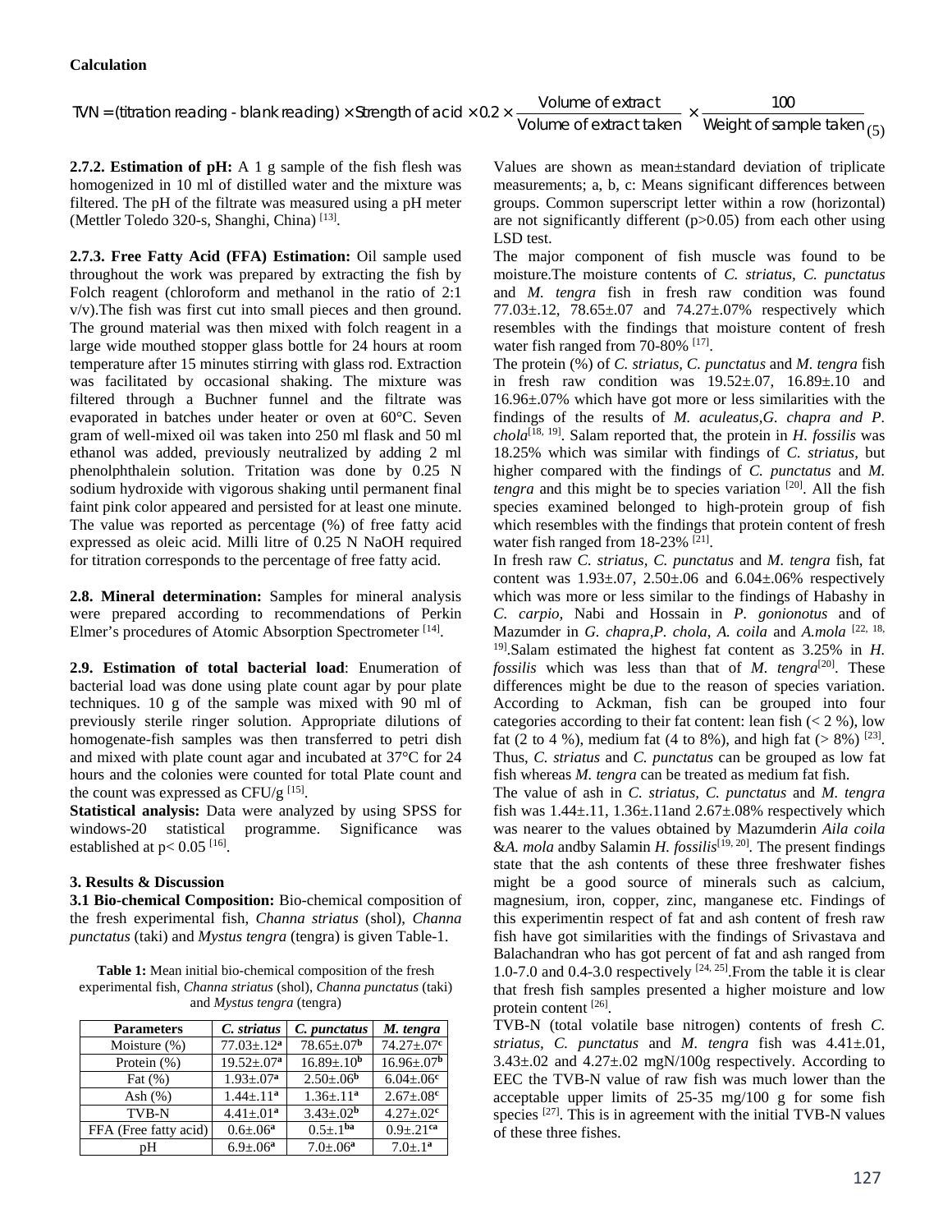**Calculation**

$$TVN = (\text{titration reading - blank reading}) \times \text{Strength of acid} \times 0.2 \times \frac{\text{Volume of extract}}{\text{Volume of extract taken}} \times \frac{100}{\text{Weight of sample taken}} \quad (5)$$

**2.7.2. Estimation of pH:** A 1 g sample of the fish flesh was homogenized in 10 ml of distilled water and the mixture was filtered. The pH of the filtrate was measured using a pH meter (Mettler Toledo 320-s, Shanghi, China) [13].

**2.7.3. Free Fatty Acid (FFA) Estimation:** Oil sample used throughout the work was prepared by extracting the fish by Folch reagent (chloroform and methanol in the ratio of 2:1 v/v).The fish was first cut into small pieces and then ground. The ground material was then mixed with folch reagent in a large wide mouthed stopper glass bottle for 24 hours at room temperature after 15 minutes stirring with glass rod. Extraction was facilitated by occasional shaking. The mixture was filtered through a Buchner funnel and the filtrate was evaporated in batches under heater or oven at 60°C. Seven gram of well-mixed oil was taken into 250 ml flask and 50 ml ethanol was added, previously neutralized by adding 2 ml phenolphthalein solution. Tritation was done by 0.25 N sodium hydroxide with vigorous shaking until permanent final faint pink color appeared and persisted for at least one minute. The value was reported as percentage (%) of free fatty acid expressed as oleic acid. Milli litre of 0.25 N NaOH required for titration corresponds to the percentage of free fatty acid.

**2.8. Mineral determination:** Samples for mineral analysis were prepared according to recommendations of Perkin Elmer's procedures of Atomic Absorption Spectrometer [14].

**2.9. Estimation of total bacterial load**: Enumeration of bacterial load was done using plate count agar by pour plate techniques. 10 g of the sample was mixed with 90 ml of previously sterile ringer solution. Appropriate dilutions of homogenate-fish samples was then transferred to petri dish and mixed with plate count agar and incubated at 37°C for 24 hours and the colonies were counted for total Plate count and the count was expressed as CFU/g [15].

**Statistical analysis:** Data were analyzed by using SPSS for windows-20 statistical programme. Significance was established at $p < 0.05$ [16].

## 3. Results & Discussion

**3.1 Bio-chemical Composition:** Bio-chemical composition of the fresh experimental fish, *Channa striatus* (shol), *Channa punctatus* (taki) and *Mystus tengra* (tengra) is given Table-1.

**Table 1:** Mean initial bio-chemical composition of the fresh experimental fish, *Channa striatus* (shol), *Channa punctatus* (taki) and *Mystus tengra* (tengra)

| Parameters | *C. striatus* | *C. punctatus* | *M. tengra* |
|---|---|---|---|
| Moisture (%) | 77.03±.12$^a$ | 78.65±.07$^b$ | 74.27±.07$^c$ |
| Protein (%) | 19.52±.07$^a$ | 16.89±.10$^b$ | 16.96±.07$^b$ |
| Fat (%) | 1.93±.07$^a$ | 2.50±.06$^b$ | 6.04±.06$^c$ |
| Ash (%) | 1.44±.11$^a$ | 1.36±.11$^a$ | 2.67±.08$^c$ |
| TVB-N | 4.41±.01$^a$ | 3.43±.02$^b$ | 4.27±.02$^c$ |
| FFA (Free fatty acid) | 0.6±.06$^a$ | 0.5±.1$^{ba}$ | 0.9±.21$^{ca}$ |
| pH | 6.9±.06$^a$ | 7.0±.06$^a$ | 7.0±.1$^a$ |

Values are shown as mean±standard deviation of triplicate measurements; a, b, c: Means significant differences between groups. Common superscript letter within a row (horizontal) are not significantly different ($p>0.05$) from each other using LSD test.

The major component of fish muscle was found to be moisture.The moisture contents of *C. striatus*, *C. punctatus* and *M. tengra* fish in fresh raw condition was found 77.03±.12, 78.65±.07 and 74.27±.07% respectively which resembles with the findings that moisture content of fresh water fish ranged from 70-80% [17].

The protein (%) of *C. striatus*, *C. punctatus* and *M. tengra* fish in fresh raw condition was 19.52±.07, 16.89±.10 and 16.96±.07% which have got more or less similarities with the findings of the results of *M. aculeatus,G. chapra and P. chola*[18, 19]. Salam reported that, the protein in *H. fossilis* was 18.25% which was similar with findings of *C. striatus,* but higher compared with the findings of *C. punctatus* and *M. tengra* and this might be to species variation [20]. All the fish species examined belonged to high-protein group of fish which resembles with the findings that protein content of fresh water fish ranged from 18-23% [21].

In fresh raw *C. striatus*, *C. punctatus* and *M. tengra* fish, fat content was 1.93±.07, 2.50±.06 and 6.04±.06% respectively which was more or less similar to the findings of Habashy in *C. carpio,* Nabi and Hossain in *P. gonionotus* and of Mazumder in *G. chapra,P. chola*, *A. coila* and *A.mola* [22, 18, 19].Salam estimated the highest fat content as 3.25% in *H. fossilis* which was less than that of *M. tengra*[20]. These differences might be due to the reason of species variation. According to Ackman, fish can be grouped into four categories according to their fat content: lean fish (< 2 %), low fat (2 to 4 %), medium fat (4 to 8%), and high fat (> 8%) [23]. Thus, *C. striatus* and *C. punctatus* can be grouped as low fat fish whereas *M. tengra* can be treated as medium fat fish.

The value of ash in *C. striatus*, *C. punctatus* and *M. tengra* fish was 1.44±.11, 1.36±.11and 2.67±.08% respectively which was nearer to the values obtained by Mazumderin *Aila coila* &*A. mola* andby Salamin *H. fossilis*[19, 20]. The present findings state that the ash contents of these three freshwater fishes might be a good source of minerals such as calcium, magnesium, iron, copper, zinc, manganese etc. Findings of this experimentin respect of fat and ash content of fresh raw fish have got similarities with the findings of Srivastava and Balachandran who has got percent of fat and ash ranged from 1.0-7.0 and 0.4-3.0 respectively [24, 25].From the table it is clear that fresh fish samples presented a higher moisture and low protein content [26].

TVB-N (total volatile base nitrogen) contents of fresh *C. striatus*, *C. punctatus* and *M. tengra* fish was 4.41±.01, 3.43±.02 and 4.27±.02 mgN/100g respectively. According to EEC the TVB-N value of raw fish was much lower than the acceptable upper limits of 25-35 mg/100 g for some fish species [27]. This is in agreement with the initial TVB-N values of these three fishes.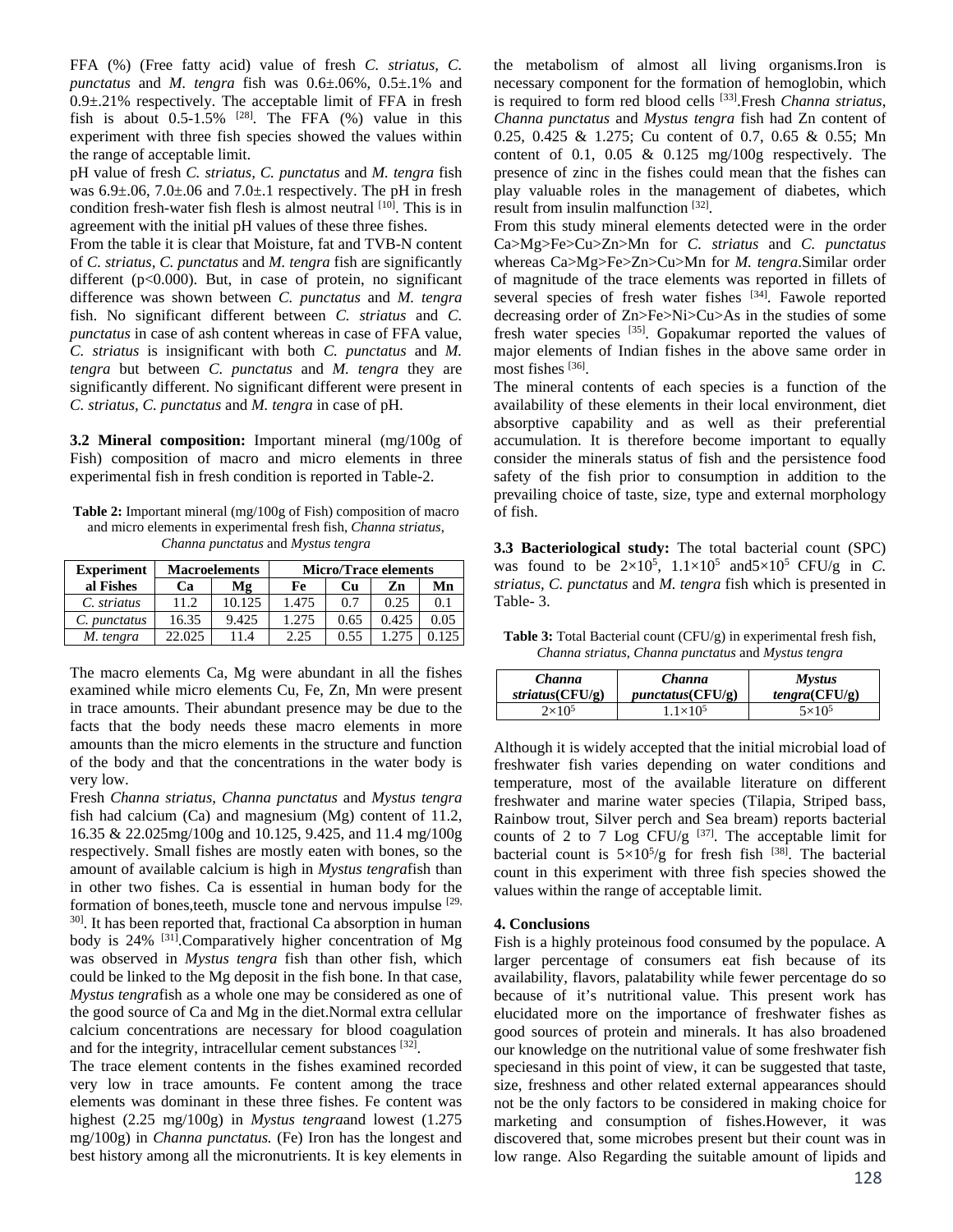FFA (%) (Free fatty acid) value of fresh *C. striatus, C. punctatus* and *M. tengra* fish was 0.6±.06%, 0.5±.1% and 0.9±.21% respectively. The acceptable limit of FFA in fresh fish is about 0.5-1.5% [28]. The FFA (%) value in this experiment with three fish species showed the values within the range of acceptable limit.

pH value of fresh *C. striatus, C. punctatus* and *M. tengra* fish was 6.9±.06, 7.0±.06 and 7.0±.1 respectively. The pH in fresh condition fresh-water fish flesh is almost neutral [10]. This is in agreement with the initial pH values of these three fishes.

From the table it is clear that Moisture, fat and TVB-N content of *C. striatus, C. punctatus* and *M. tengra* fish are significantly different ($p<0.000$). But, in case of protein, no significant difference was shown between *C. punctatus* and *M. tengra* fish. No significant different between *C. striatus* and *C. punctatus* in case of ash content whereas in case of FFA value, *C. striatus* is insignificant with both *C. punctatus* and *M. tengra* but between *C. punctatus* and *M. tengra* they are significantly different. No significant different were present in *C. striatus, C. punctatus* and *M. tengra* in case of pH.

**3.2 Mineral composition:** Important mineral (mg/100g of Fish) composition of macro and micro elements in three experimental fish in fresh condition is reported in Table-2.

**Table 2:** Important mineral (mg/100g of Fish) composition of macro and micro elements in experimental fresh fish, *Channa striatus, Channa punctatus* and *Mystus tengra*

| Experimental Fishes | Macroelements | | Micro/Trace elements | | | |
|---|---|---|---|---|---|---|
| | Ca | Mg | Fe | Cu | Zn | Mn |
| *C. striatus* | 11.2 | 10.125 | 1.475 | 0.7 | 0.25 | 0.1 |
| *C. punctatus* | 16.35 | 9.425 | 1.275 | 0.65 | 0.425 | 0.05 |
| *M. tengra* | 22.025 | 11.4 | 2.25 | 0.55 | 1.275 | 0.125 |

The macro elements Ca, Mg were abundant in all the fishes examined while micro elements Cu, Fe, Zn, Mn were present in trace amounts. Their abundant presence may be due to the facts that the body needs these macro elements in more amounts than the micro elements in the structure and function of the body and that the concentrations in the water body is very low.

Fresh *Channa striatus*, *Channa punctatus* and *Mystus tengra* fish had calcium (Ca) and magnesium (Mg) content of 11.2, 16.35 & 22.025mg/100g and 10.125, 9.425, and 11.4 mg/100g respectively. Small fishes are mostly eaten with bones, so the amount of available calcium is high in *Mystus tengra*fish than in other two fishes. Ca is essential in human body for the formation of bones,teeth, muscle tone and nervous impulse [29, 30]. It has been reported that, fractional Ca absorption in human body is 24% [31].Comparatively higher concentration of Mg was observed in *Mystus tengra* fish than other fish, which could be linked to the Mg deposit in the fish bone. In that case, *Mystus tengra*fish as a whole one may be considered as one of the good source of Ca and Mg in the diet.Normal extra cellular calcium concentrations are necessary for blood coagulation and for the integrity, intracellular cement substances [32].

The trace element contents in the fishes examined recorded very low in trace amounts. Fe content among the trace elements was dominant in these three fishes. Fe content was highest (2.25 mg/100g) in *Mystus tengra*and lowest (1.275 mg/100g) in *Channa punctatus.* (Fe) Iron has the longest and best history among all the micronutrients. It is key elements in the metabolism of almost all living organisms.Iron is necessary component for the formation of hemoglobin, which is required to form red blood cells [33].Fresh *Channa striatus*, *Channa punctatus* and *Mystus tengra* fish had Zn content of 0.25, 0.425 & 1.275; Cu content of 0.7, 0.65 & 0.55; Mn content of 0.1, 0.05 & 0.125 mg/100g respectively. The presence of zinc in the fishes could mean that the fishes can play valuable roles in the management of diabetes, which result from insulin malfunction [32].

From this study mineral elements detected were in the order Ca>Mg>Fe>Cu>Zn>Mn for *C. striatus* and *C. punctatus* whereas Ca>Mg>Fe>Zn>Cu>Mn for *M. tengra*.Similar order of magnitude of the trace elements was reported in fillets of several species of fresh water fishes [34]. Fawole reported decreasing order of Zn>Fe>Ni>Cu>As in the studies of some fresh water species [35]. Gopakumar reported the values of major elements of Indian fishes in the above same order in most fishes [36].

The mineral contents of each species is a function of the availability of these elements in their local environment, diet absorptive capability and as well as their preferential accumulation. It is therefore become important to equally consider the minerals status of fish and the persistence food safety of the fish prior to consumption in addition to the prevailing choice of taste, size, type and external morphology of fish.

**3.3 Bacteriological study:** The total bacterial count (SPC) was found to be $2\times10^5$, $1.1\times10^5$ and$5\times10^5$ CFU/g in *C. striatus, C. punctatus* and *M. tengra* fish which is presented in Table- 3.

**Table 3:** Total Bacterial count (CFU/g) in experimental fresh fish, *Channa striatus*, *Channa punctatus* and *Mystus tengra*

| *Channa striatus*(CFU/g) | *Channa punctatus*(CFU/g) | *Mystus tengra*(CFU/g) |
|---|---|---|
| $2\times10^5$ | $1.1\times10^5$ | $5\times10^5$ |

Although it is widely accepted that the initial microbial load of freshwater fish varies depending on water conditions and temperature, most of the available literature on different freshwater and marine water species (Tilapia, Striped bass, Rainbow trout, Silver perch and Sea bream) reports bacterial counts of 2 to 7 Log CFU/g [37]. The acceptable limit for bacterial count is $5\times10^5$/g for fresh fish [38]. The bacterial count in this experiment with three fish species showed the values within the range of acceptable limit.

## 4. Conclusions

Fish is a highly proteinous food consumed by the populace. A larger percentage of consumers eat fish because of its availability, flavors, palatability while fewer percentage do so because of it's nutritional value. This present work has elucidated more on the importance of freshwater fishes as good sources of protein and minerals. It has also broadened our knowledge on the nutritional value of some freshwater fish speciesand in this point of view, it can be suggested that taste, size, freshness and other related external appearances should not be the only factors to be considered in making choice for marketing and consumption of fishes.However, it was discovered that, some microbes present but their count was in low range. Also Regarding the suitable amount of lipids and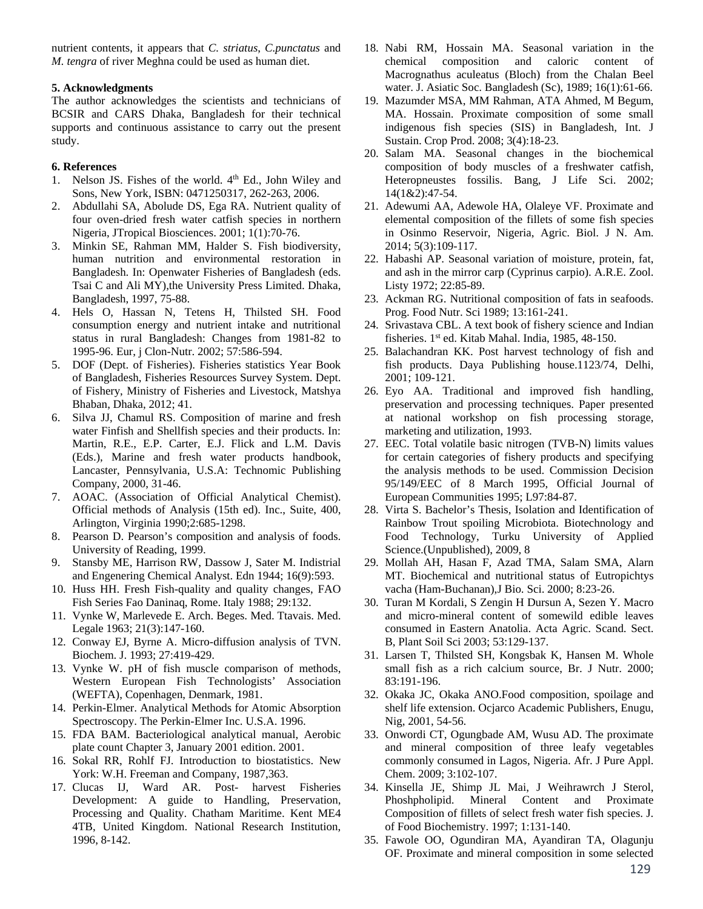nutrient contents, it appears that *C. striatus*, *C.punctatus* and *M. tengra* of river Meghna could be used as human diet.

## 5. Acknowledgments

The author acknowledges the scientists and technicians of BCSIR and CARS Dhaka, Bangladesh for their technical supports and continuous assistance to carry out the present study.

## 6. References

1. Nelson JS. Fishes of the world. 4th Ed., John Wiley and Sons, New York, ISBN: 0471250317, 262-263, 2006.
2. Abdullahi SA, Abolude DS, Ega RA. Nutrient quality of four oven-dried fresh water catfish species in northern Nigeria, JTropical Biosciences. 2001; 1(1):70-76.
3. Minkin SE, Rahman MM, Halder S. Fish biodiversity, human nutrition and environmental restoration in Bangladesh. In: Openwater Fisheries of Bangladesh (eds. Tsai C and Ali MY),the University Press Limited. Dhaka, Bangladesh, 1997, 75-88.
4. Hels O, Hassan N, Tetens H, Thilsted SH. Food consumption energy and nutrient intake and nutritional status in rural Bangladesh: Changes from 1981-82 to 1995-96. Eur, j Clon-Nutr. 2002; 57:586-594.
5. DOF (Dept. of Fisheries). Fisheries statistics Year Book of Bangladesh, Fisheries Resources Survey System. Dept. of Fishery, Ministry of Fisheries and Livestock, Matshya Bhaban, Dhaka, 2012; 41.
6. Silva JJ, Chamul RS. Composition of marine and fresh water Finfish and Shellfish species and their products. In: Martin, R.E., E.P. Carter, E.J. Flick and L.M. Davis (Eds.), Marine and fresh water products handbook, Lancaster, Pennsylvania, U.S.A: Technomic Publishing Company, 2000, 31-46.
7. AOAC. (Association of Official Analytical Chemist). Official methods of Analysis (15th ed). Inc., Suite, 400, Arlington, Virginia 1990;2:685-1298.
8. Pearson D. Pearson's composition and analysis of foods. University of Reading, 1999.
9. Stansby ME, Harrison RW, Dassow J, Sater M. Indistrial and Engenering Chemical Analyst. Edn 1944; 16(9):593.
10. Huss HH. Fresh Fish-quality and quality changes, FAO Fish Series Fao Daninaq, Rome. Italy 1988; 29:132.
11. Vynke W, Marlevede E. Arch. Beges. Med. Ttavais. Med. Legale 1963; 21(3):147-160.
12. Conway EJ, Byrne A. Micro-diffusion analysis of TVN. Biochem. J. 1993; 27:419-429.
13. Vynke W. pH of fish muscle comparison of methods, Western European Fish Technologists' Association (WEFTA), Copenhagen, Denmark, 1981.
14. Perkin-Elmer. Analytical Methods for Atomic Absorption Spectroscopy. The Perkin-Elmer Inc. U.S.A. 1996.
15. FDA BAM. Bacteriological analytical manual, Aerobic plate count Chapter 3, January 2001 edition. 2001.
16. Sokal RR, Rohlf FJ. Introduction to biostatistics. New York: W.H. Freeman and Company, 1987,363.
17. Clucas IJ, Ward AR. Post- harvest Fisheries Development: A guide to Handling, Preservation, Processing and Quality. Chatham Maritime. Kent ME4 4TB, United Kingdom. National Research Institution, 1996, 8-142.
18. Nabi RM, Hossain MA. Seasonal variation in the chemical composition and caloric content of Macrognathus aculeatus (Bloch) from the Chalan Beel water. J. Asiatic Soc. Bangladesh (Sc), 1989; 16(1):61-66.
19. Mazumder MSA, MM Rahman, ATA Ahmed, M Begum, MA. Hossain. Proximate composition of some small indigenous fish species (SIS) in Bangladesh, Int. J Sustain. Crop Prod. 2008; 3(4):18-23.
20. Salam MA. Seasonal changes in the biochemical composition of body muscles of a freshwater catfish, Heteropneustes fossilis. Bang, J Life Sci. 2002; 14(1&2):47-54.
21. Adewumi AA, Adewole HA, Olaleye VF. Proximate and elemental composition of the fillets of some fish species in Osinmo Reservoir, Nigeria, Agric. Biol. J N. Am. 2014; 5(3):109-117.
22. Habashi AP. Seasonal variation of moisture, protein, fat, and ash in the mirror carp (Cyprinus carpio). A.R.E. Zool. Listy 1972; 22:85-89.
23. Ackman RG. Nutritional composition of fats in seafoods. Prog. Food Nutr. Sci 1989; 13:161-241.
24. Srivastava CBL. A text book of fishery science and Indian fisheries. 1st ed. Kitab Mahal. India, 1985, 48-150.
25. Balachandran KK. Post harvest technology of fish and fish products. Daya Publishing house.1123/74, Delhi, 2001; 109-121.
26. Eyo AA. Traditional and improved fish handling, preservation and processing techniques. Paper presented at national workshop on fish processing storage, marketing and utilization, 1993.
27. EEC. Total volatile basic nitrogen (TVB-N) limits values for certain categories of fishery products and specifying the analysis methods to be used. Commission Decision 95/149/EEC of 8 March 1995, Official Journal of European Communities 1995; L97:84-87.
28. Virta S. Bachelor's Thesis, Isolation and Identification of Rainbow Trout spoiling Microbiota. Biotechnology and Food Technology, Turku University of Applied Science.(Unpublished), 2009, 8
29. Mollah AH, Hasan F, Azad TMA, Salam SMA, Alarn MT. Biochemical and nutritional status of Eutropichtys vacha (Ham-Buchanan),J Bio. Sci. 2000; 8:23-26.
30. Turan M Kordali, S Zengin H Dursun A, Sezen Y. Macro and micro-mineral content of somewild edible leaves consumed in Eastern Anatolia. Acta Agric. Scand. Sect. B, Plant Soil Sci 2003; 53:129-137.
31. Larsen T, Thilsted SH, Kongsbak K, Hansen M. Whole small fish as a rich calcium source, Br. J Nutr. 2000; 83:191-196.
32. Okaka JC, Okaka ANO.Food composition, spoilage and shelf life extension. Ocjarco Academic Publishers, Enugu, Nig, 2001, 54-56.
33. Onwordi CT, Ogungbade AM, Wusu AD. The proximate and mineral composition of three leafy vegetables commonly consumed in Lagos, Nigeria. Afr. J Pure Appl. Chem. 2009; 3:102-107.
34. Kinsella JE, Shimp JL Mai, J Weihrawrch J Sterol, Phoshpholipid. Mineral Content and Proximate Composition of fillets of select fresh water fish species. J. of Food Biochemistry. 1997; 1:131-140.
35. Fawole OO, Ogundiran MA, Ayandiran TA, Olagunju OF. Proximate and mineral composition in some selected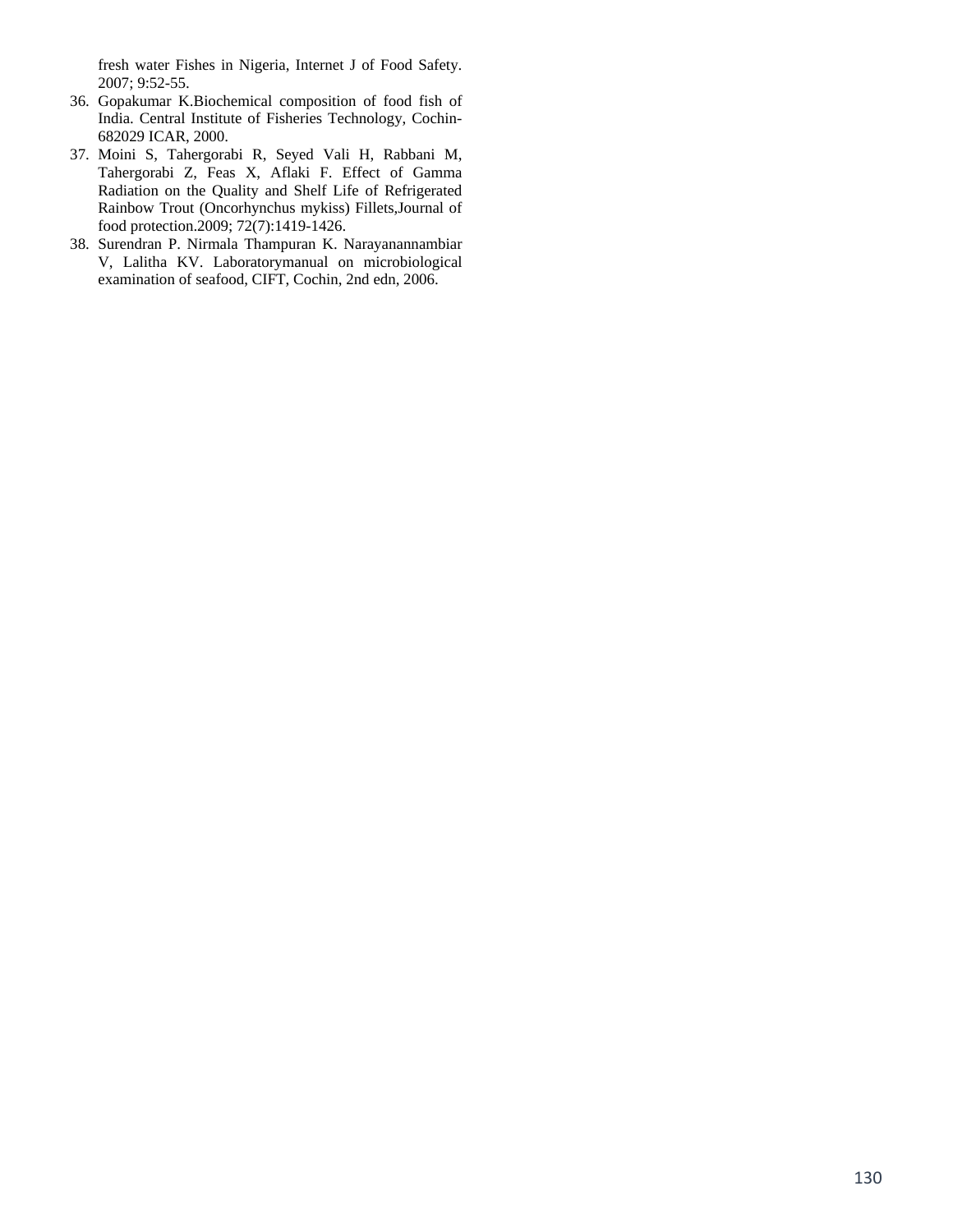fresh water Fishes in Nigeria, Internet J of Food Safety. 2007; 9:52-55.

36. Gopakumar K.Biochemical composition of food fish of India. Central Institute of Fisheries Technology, Cochin-682029 ICAR, 2000.
37. Moini S, Tahergorabi R, Seyed Vali H, Rabbani M, Tahergorabi Z, Feas X, Aflaki F. Effect of Gamma Radiation on the Quality and Shelf Life of Refrigerated Rainbow Trout (Oncorhynchus mykiss) Fillets,Journal of food protection.2009; 72(7):1419-1426.
38. Surendran P. Nirmala Thampuran K. Narayanannambiar V, Lalitha KV. Laboratorymanual on microbiological examination of seafood, CIFT, Cochin, 2nd edn, 2006.